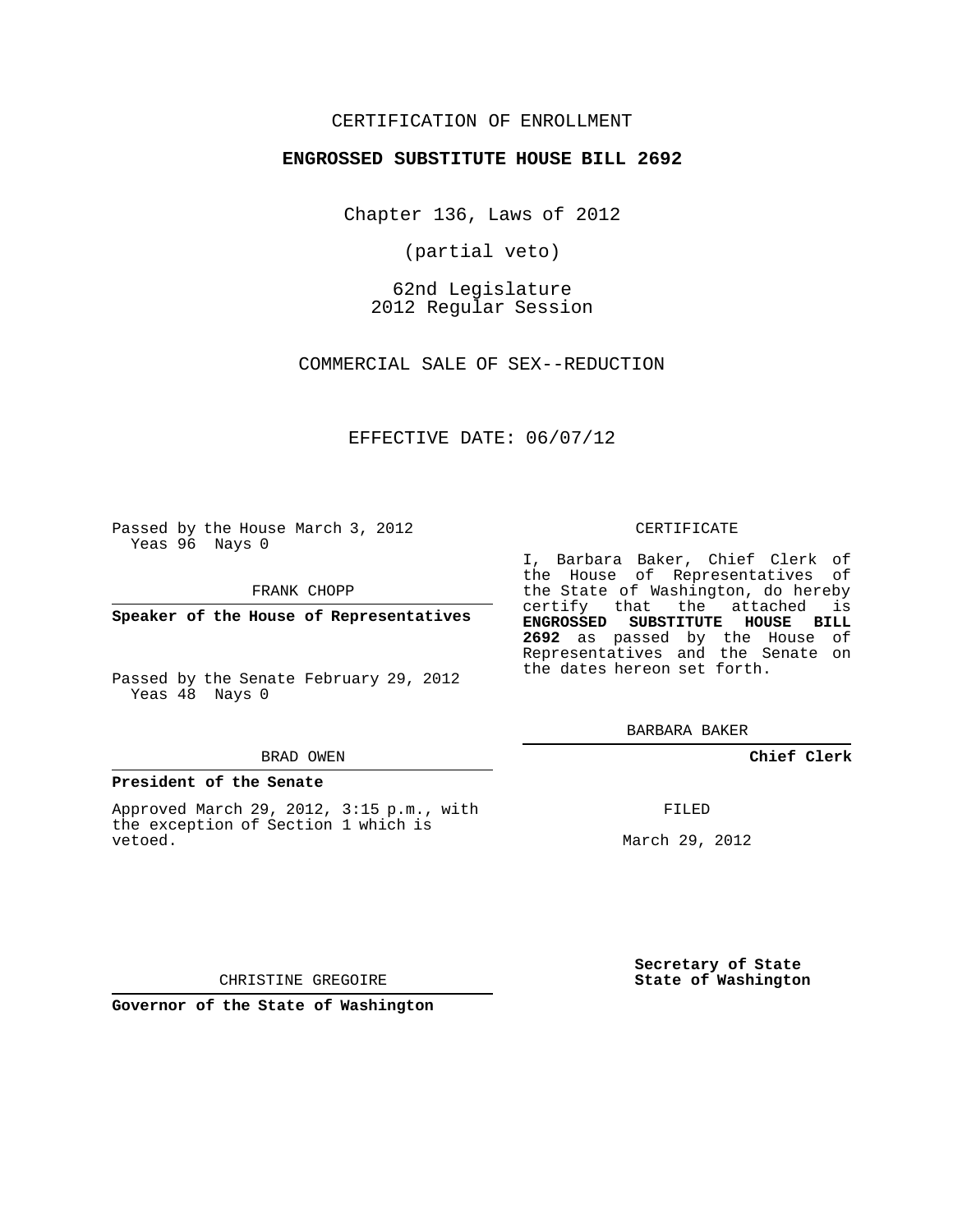CERTIFICATION OF ENROLLMENT

**ENGROSSED SUBSTITUTE HOUSE BILL 2692**

Chapter 136, Laws of 2012

(partial veto)

62nd Legislature
2012 Regular Session

COMMERCIAL SALE OF SEX--REDUCTION

EFFECTIVE DATE: 06/07/12

Passed by the House March 3, 2012
Yeas 96 Nays 0

FRANK CHOPP

**Speaker of the House of Representatives**

Passed by the Senate February 29, 2012
Yeas 48 Nays 0

BRAD OWEN

**President of the Senate**

Approved March 29, 2012, 3:15 p.m., with the exception of Section 1 which is vetoed.

CHRISTINE GREGOIRE

**Governor of the State of Washington**

CERTIFICATE

I, Barbara Baker, Chief Clerk of the House of Representatives of the State of Washington, do hereby certify that the attached is **ENGROSSED SUBSTITUTE HOUSE BILL 2692** as passed by the House of Representatives and the Senate on the dates hereon set forth.

BARBARA BAKER

**Chief Clerk**

FILED

March 29, 2012

**Secretary of State**
**State of Washington**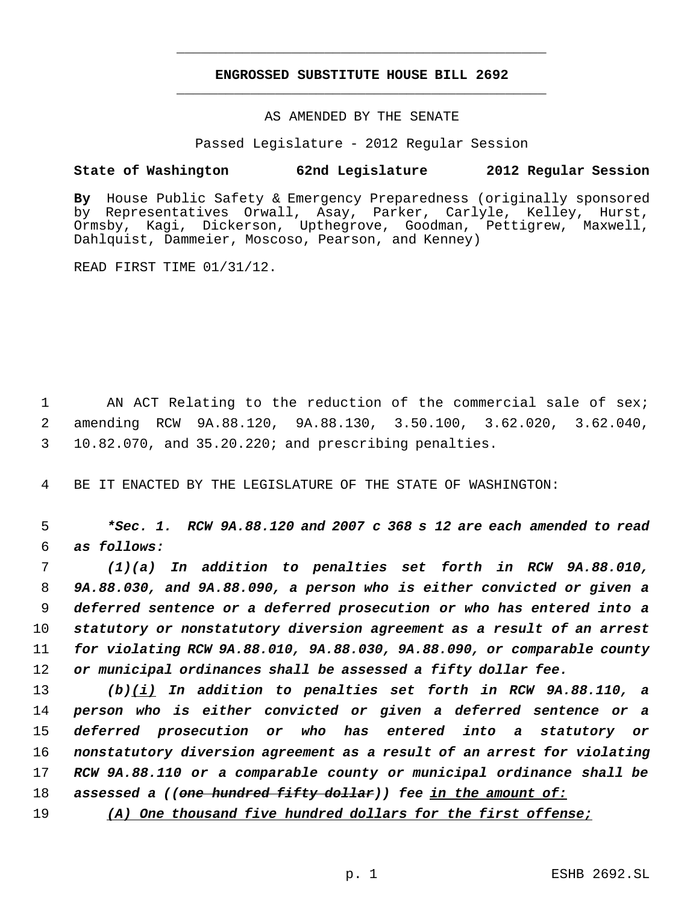# ENGROSSED SUBSTITUTE HOUSE BILL 2692

AS AMENDED BY THE SENATE

Passed Legislature - 2012 Regular Session

**State of Washington 62nd Legislature 2012 Regular Session**

**By** House Public Safety & Emergency Preparedness (originally sponsored by Representatives Orwall, Asay, Parker, Carlyle, Kelley, Hurst, Ormsby, Kagi, Dickerson, Upthegrove, Goodman, Pettigrew, Maxwell, Dahlquist, Dammeier, Moscoso, Pearson, and Kenney)

READ FIRST TIME 01/31/12.

1 AN ACT Relating to the reduction of the commercial sale of sex;
2 amending RCW 9A.88.120, 9A.88.130, 3.50.100, 3.62.020, 3.62.040,
3 10.82.070, and 35.20.220; and prescribing penalties.

4 BE IT ENACTED BY THE LEGISLATURE OF THE STATE OF WASHINGTON:

5 ***\*Sec. 1. RCW 9A.88.120 and 2007 c 368 s 12 are each amended to read***
6 ***as follows:***

7 ***(1)(a) In addition to penalties set forth in RCW 9A.88.010,***
8 ***9A.88.030, and 9A.88.090, a person who is either convicted or given a***
9 ***deferred sentence or a deferred prosecution or who has entered into a***
10 ***statutory or nonstatutory diversion agreement as a result of an arrest***
11 ***for violating RCW 9A.88.010, 9A.88.030, 9A.88.090, or comparable county***
12 ***or municipal ordinances shall be assessed a fifty dollar fee.***

13 ***(b)<u>(i)</u> In addition to penalties set forth in RCW 9A.88.110, a***
14 ***person who is either convicted or given a deferred sentence or a***
15 ***deferred prosecution or who has entered into a statutory or***
16 ***nonstatutory diversion agreement as a result of an arrest for violating***
17 ***RCW 9A.88.110 or a comparable county or municipal ordinance shall be***
18 ***assessed a ((~~one hundred fifty dollar~~)) fee <u>in the amount of:</u>***

19 ***<u>(A) One thousand five hundred dollars for the first offense;</u>***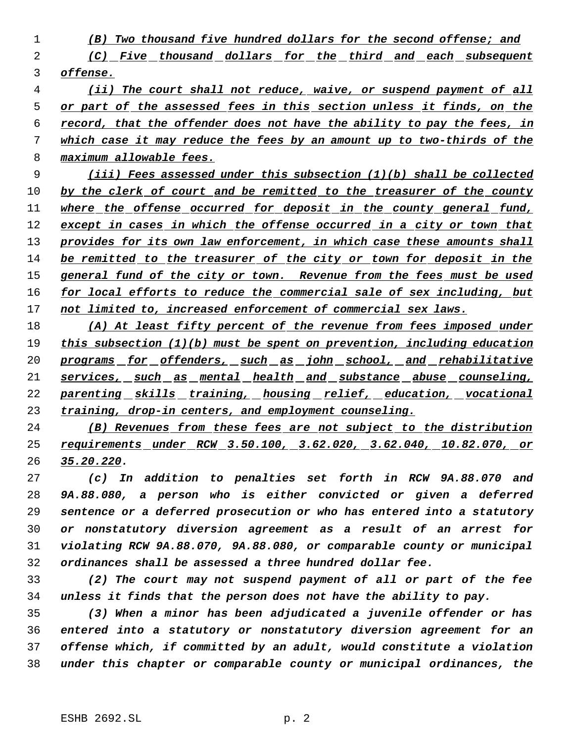(B) Two thousand five hundred dollars for the second offense; and

(C) Five thousand dollars for the third and each subsequent offense.

(ii) The court shall not reduce, waive, or suspend payment of all or part of the assessed fees in this section unless it finds, on the record, that the offender does not have the ability to pay the fees, in which case it may reduce the fees by an amount up to two-thirds of the maximum allowable fees.

(iii) Fees assessed under this subsection (1)(b) shall be collected by the clerk of court and be remitted to the treasurer of the county where the offense occurred for deposit in the county general fund, except in cases in which the offense occurred in a city or town that provides for its own law enforcement, in which case these amounts shall be remitted to the treasurer of the city or town for deposit in the general fund of the city or town. Revenue from the fees must be used for local efforts to reduce the commercial sale of sex including, but not limited to, increased enforcement of commercial sex laws.

(A) At least fifty percent of the revenue from fees imposed under this subsection (1)(b) must be spent on prevention, including education programs for offenders, such as john school, and rehabilitative services, such as mental health and substance abuse counseling, parenting skills training, housing relief, education, vocational training, drop-in centers, and employment counseling.

(B) Revenues from these fees are not subject to the distribution requirements under RCW 3.50.100, 3.62.020, 3.62.040, 10.82.070, or 35.20.220.

(c) In addition to penalties set forth in RCW 9A.88.070 and 9A.88.080, a person who is either convicted or given a deferred sentence or a deferred prosecution or who has entered into a statutory or nonstatutory diversion agreement as a result of an arrest for violating RCW 9A.88.070, 9A.88.080, or comparable county or municipal ordinances shall be assessed a three hundred dollar fee.

(2) The court may not suspend payment of all or part of the fee unless it finds that the person does not have the ability to pay.

(3) When a minor has been adjudicated a juvenile offender or has entered into a statutory or nonstatutory diversion agreement for an offense which, if committed by an adult, would constitute a violation under this chapter or comparable county or municipal ordinances, the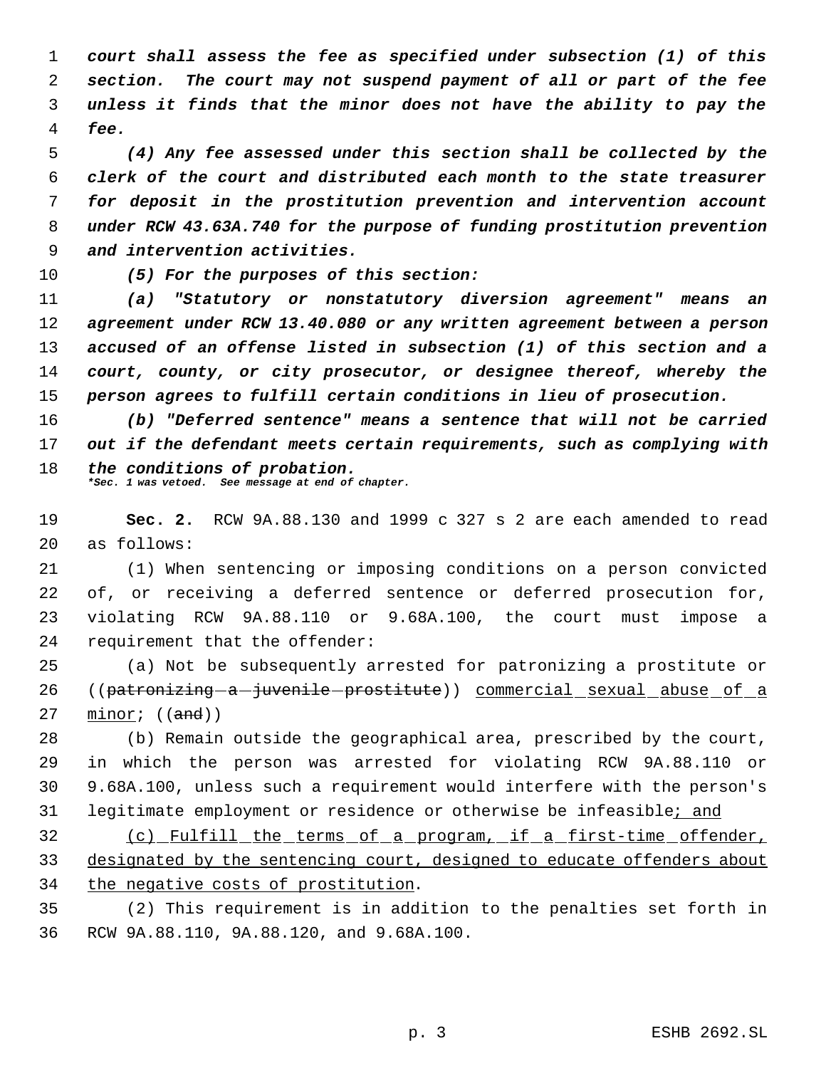*court shall assess the fee as specified under subsection (1) of this section. The court may not suspend payment of all or part of the fee unless it finds that the minor does not have the ability to pay the fee.*

*(4) Any fee assessed under this section shall be collected by the clerk of the court and distributed each month to the state treasurer for deposit in the prostitution prevention and intervention account under RCW 43.63A.740 for the purpose of funding prostitution prevention and intervention activities.*

*(5) For the purposes of this section:*

*(a) "Statutory or nonstatutory diversion agreement" means an agreement under RCW 13.40.080 or any written agreement between a person accused of an offense listed in subsection (1) of this section and a court, county, or city prosecutor, or designee thereof, whereby the person agrees to fulfill certain conditions in lieu of prosecution.*

*(b) "Deferred sentence" means a sentence that will not be carried out if the defendant meets certain requirements, such as complying with the conditions of probation.*

*\*Sec. 1 was vetoed. See message at end of chapter.*

**Sec. 2.** RCW 9A.88.130 and 1999 c 327 s 2 are each amended to read as follows:

(1) When sentencing or imposing conditions on a person convicted of, or receiving a deferred sentence or deferred prosecution for, violating RCW 9A.88.110 or 9.68A.100, the court must impose a requirement that the offender:

(a) Not be subsequently arrested for patronizing a prostitute or ((~~patronizing a juvenile prostitute~~)) <u>commercial sexual abuse of a minor</u>; ((~~and~~))

(b) Remain outside the geographical area, prescribed by the court, in which the person was arrested for violating RCW 9A.88.110 or 9.68A.100, unless such a requirement would interfere with the person's legitimate employment or residence or otherwise be infeasible<u>; and</u>

<u>(c) Fulfill the terms of a program, if a first-time offender, designated by the sentencing court, designed to educate offenders about the negative costs of prostitution</u>.

(2) This requirement is in addition to the penalties set forth in RCW 9A.88.110, 9A.88.120, and 9.68A.100.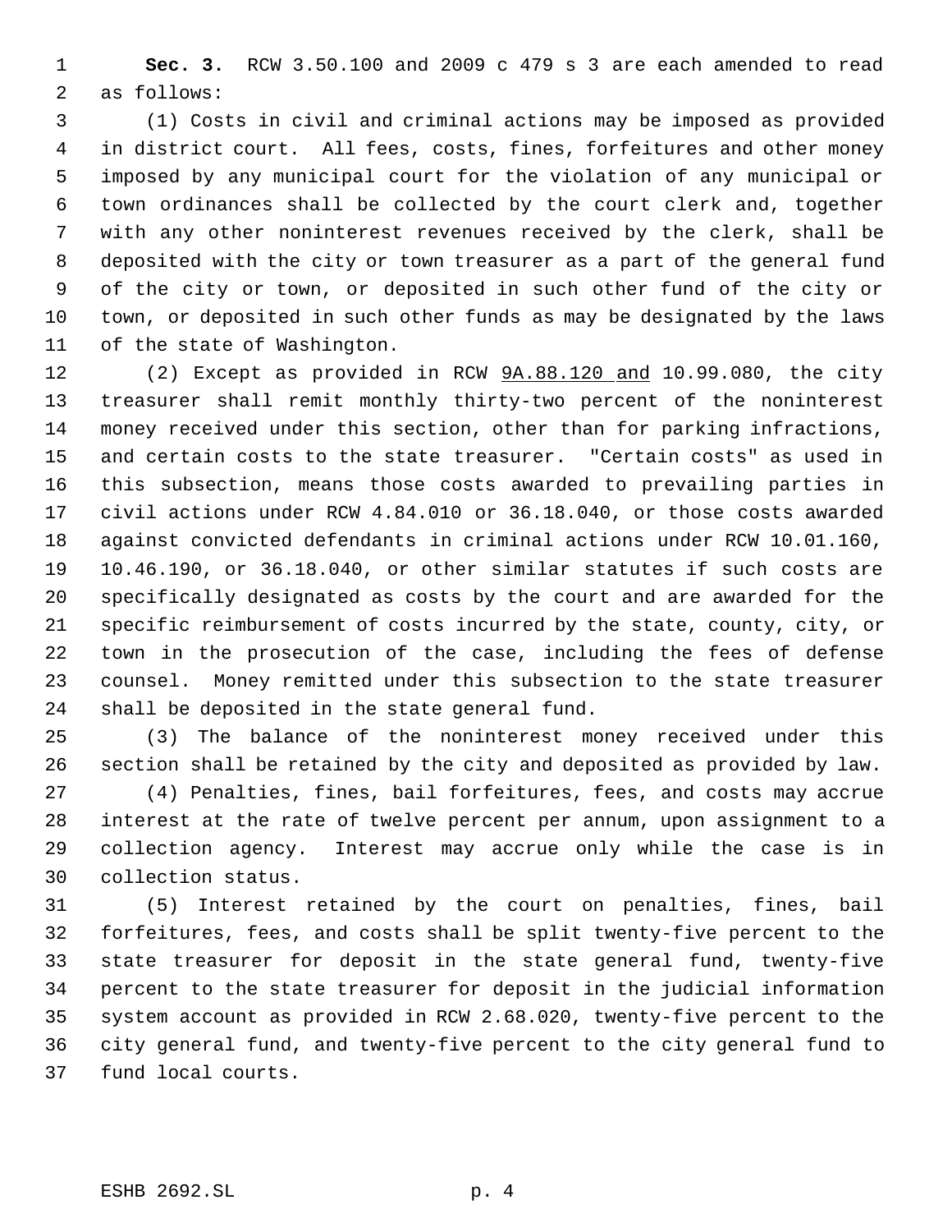**Sec. 3.** RCW 3.50.100 and 2009 c 479 s 3 are each amended to read as follows:

(1) Costs in civil and criminal actions may be imposed as provided in district court. All fees, costs, fines, forfeitures and other money imposed by any municipal court for the violation of any municipal or town ordinances shall be collected by the court clerk and, together with any other noninterest revenues received by the clerk, shall be deposited with the city or town treasurer as a part of the general fund of the city or town, or deposited in such other fund of the city or town, or deposited in such other funds as may be designated by the laws of the state of Washington.

(2) Except as provided in RCW 9A.88.120 and 10.99.080, the city treasurer shall remit monthly thirty-two percent of the noninterest money received under this section, other than for parking infractions, and certain costs to the state treasurer. "Certain costs" as used in this subsection, means those costs awarded to prevailing parties in civil actions under RCW 4.84.010 or 36.18.040, or those costs awarded against convicted defendants in criminal actions under RCW 10.01.160, 10.46.190, or 36.18.040, or other similar statutes if such costs are specifically designated as costs by the court and are awarded for the specific reimbursement of costs incurred by the state, county, city, or town in the prosecution of the case, including the fees of defense counsel. Money remitted under this subsection to the state treasurer shall be deposited in the state general fund.

(3) The balance of the noninterest money received under this section shall be retained by the city and deposited as provided by law.

(4) Penalties, fines, bail forfeitures, fees, and costs may accrue interest at the rate of twelve percent per annum, upon assignment to a collection agency. Interest may accrue only while the case is in collection status.

(5) Interest retained by the court on penalties, fines, bail forfeitures, fees, and costs shall be split twenty-five percent to the state treasurer for deposit in the state general fund, twenty-five percent to the state treasurer for deposit in the judicial information system account as provided in RCW 2.68.020, twenty-five percent to the city general fund, and twenty-five percent to the city general fund to fund local courts.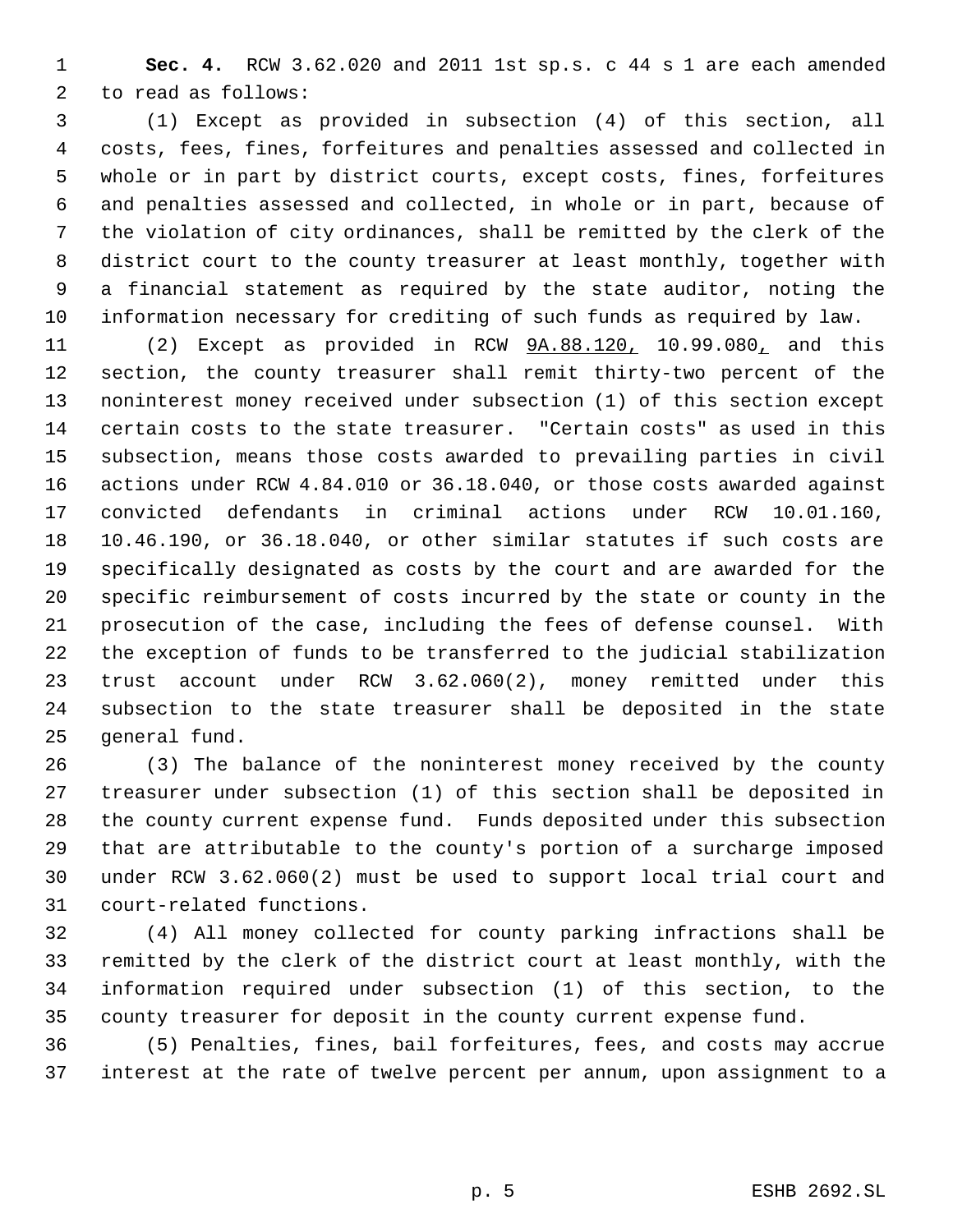**Sec. 4.** RCW 3.62.020 and 2011 1st sp.s. c 44 s 1 are each amended to read as follows:

(1) Except as provided in subsection (4) of this section, all costs, fees, fines, forfeitures and penalties assessed and collected in whole or in part by district courts, except costs, fines, forfeitures and penalties assessed and collected, in whole or in part, because of the violation of city ordinances, shall be remitted by the clerk of the district court to the county treasurer at least monthly, together with a financial statement as required by the state auditor, noting the information necessary for crediting of such funds as required by law.

(2) Except as provided in RCW 9A.88.120, 10.99.080, and this section, the county treasurer shall remit thirty-two percent of the noninterest money received under subsection (1) of this section except certain costs to the state treasurer. "Certain costs" as used in this subsection, means those costs awarded to prevailing parties in civil actions under RCW 4.84.010 or 36.18.040, or those costs awarded against convicted defendants in criminal actions under RCW 10.01.160, 10.46.190, or 36.18.040, or other similar statutes if such costs are specifically designated as costs by the court and are awarded for the specific reimbursement of costs incurred by the state or county in the prosecution of the case, including the fees of defense counsel. With the exception of funds to be transferred to the judicial stabilization trust account under RCW 3.62.060(2), money remitted under this subsection to the state treasurer shall be deposited in the state general fund.

(3) The balance of the noninterest money received by the county treasurer under subsection (1) of this section shall be deposited in the county current expense fund. Funds deposited under this subsection that are attributable to the county's portion of a surcharge imposed under RCW 3.62.060(2) must be used to support local trial court and court-related functions.

(4) All money collected for county parking infractions shall be remitted by the clerk of the district court at least monthly, with the information required under subsection (1) of this section, to the county treasurer for deposit in the county current expense fund.

(5) Penalties, fines, bail forfeitures, fees, and costs may accrue interest at the rate of twelve percent per annum, upon assignment to a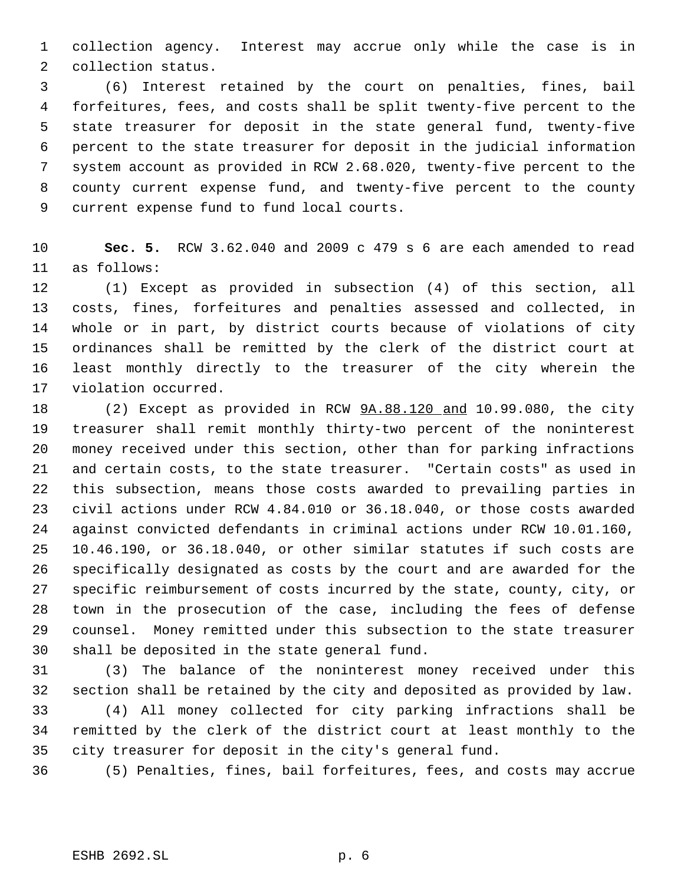collection agency. Interest may accrue only while the case is in collection status.

(6) Interest retained by the court on penalties, fines, bail forfeitures, fees, and costs shall be split twenty-five percent to the state treasurer for deposit in the state general fund, twenty-five percent to the state treasurer for deposit in the judicial information system account as provided in RCW 2.68.020, twenty-five percent to the county current expense fund, and twenty-five percent to the county current expense fund to fund local courts.

**Sec. 5.** RCW 3.62.040 and 2009 c 479 s 6 are each amended to read as follows:

(1) Except as provided in subsection (4) of this section, all costs, fines, forfeitures and penalties assessed and collected, in whole or in part, by district courts because of violations of city ordinances shall be remitted by the clerk of the district court at least monthly directly to the treasurer of the city wherein the violation occurred.

(2) Except as provided in RCW <u>9A.88.120 and</u> 10.99.080, the city treasurer shall remit monthly thirty-two percent of the noninterest money received under this section, other than for parking infractions and certain costs, to the state treasurer. "Certain costs" as used in this subsection, means those costs awarded to prevailing parties in civil actions under RCW 4.84.010 or 36.18.040, or those costs awarded against convicted defendants in criminal actions under RCW 10.01.160, 10.46.190, or 36.18.040, or other similar statutes if such costs are specifically designated as costs by the court and are awarded for the specific reimbursement of costs incurred by the state, county, city, or town in the prosecution of the case, including the fees of defense counsel. Money remitted under this subsection to the state treasurer shall be deposited in the state general fund.

(3) The balance of the noninterest money received under this section shall be retained by the city and deposited as provided by law.

(4) All money collected for city parking infractions shall be remitted by the clerk of the district court at least monthly to the city treasurer for deposit in the city's general fund.

(5) Penalties, fines, bail forfeitures, fees, and costs may accrue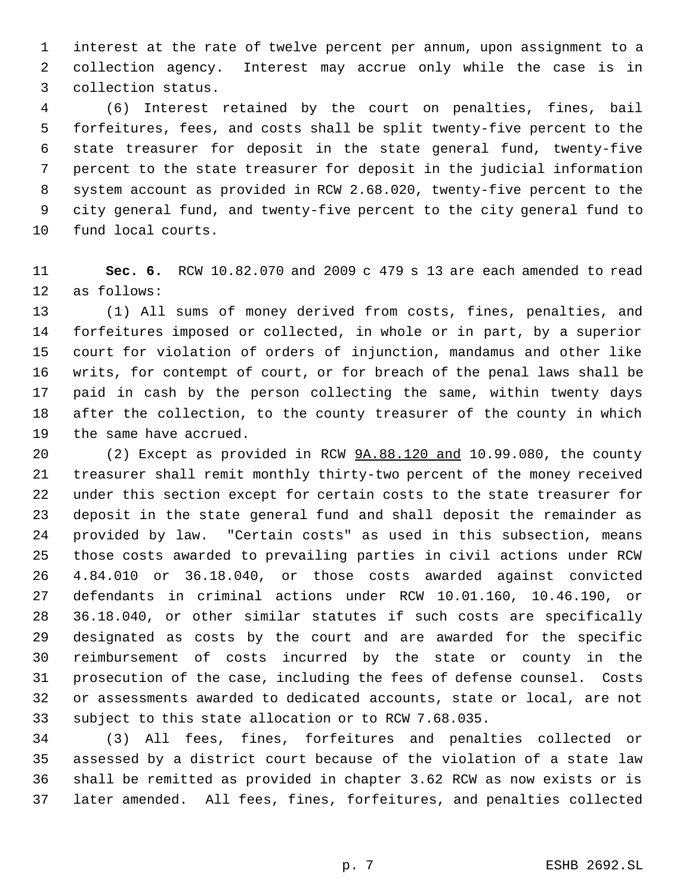interest at the rate of twelve percent per annum, upon assignment to a collection agency. Interest may accrue only while the case is in collection status.

(6) Interest retained by the court on penalties, fines, bail forfeitures, fees, and costs shall be split twenty-five percent to the state treasurer for deposit in the state general fund, twenty-five percent to the state treasurer for deposit in the judicial information system account as provided in RCW 2.68.020, twenty-five percent to the city general fund, and twenty-five percent to the city general fund to fund local courts.

**Sec. 6.** RCW 10.82.070 and 2009 c 479 s 13 are each amended to read as follows:

(1) All sums of money derived from costs, fines, penalties, and forfeitures imposed or collected, in whole or in part, by a superior court for violation of orders of injunction, mandamus and other like writs, for contempt of court, or for breach of the penal laws shall be paid in cash by the person collecting the same, within twenty days after the collection, to the county treasurer of the county in which the same have accrued.

(2) Except as provided in RCW 9A.88.120 and 10.99.080, the county treasurer shall remit monthly thirty-two percent of the money received under this section except for certain costs to the state treasurer for deposit in the state general fund and shall deposit the remainder as provided by law. "Certain costs" as used in this subsection, means those costs awarded to prevailing parties in civil actions under RCW 4.84.010 or 36.18.040, or those costs awarded against convicted defendants in criminal actions under RCW 10.01.160, 10.46.190, or 36.18.040, or other similar statutes if such costs are specifically designated as costs by the court and are awarded for the specific reimbursement of costs incurred by the state or county in the prosecution of the case, including the fees of defense counsel. Costs or assessments awarded to dedicated accounts, state or local, are not subject to this state allocation or to RCW 7.68.035.

(3) All fees, fines, forfeitures and penalties collected or assessed by a district court because of the violation of a state law shall be remitted as provided in chapter 3.62 RCW as now exists or is later amended. All fees, fines, forfeitures, and penalties collected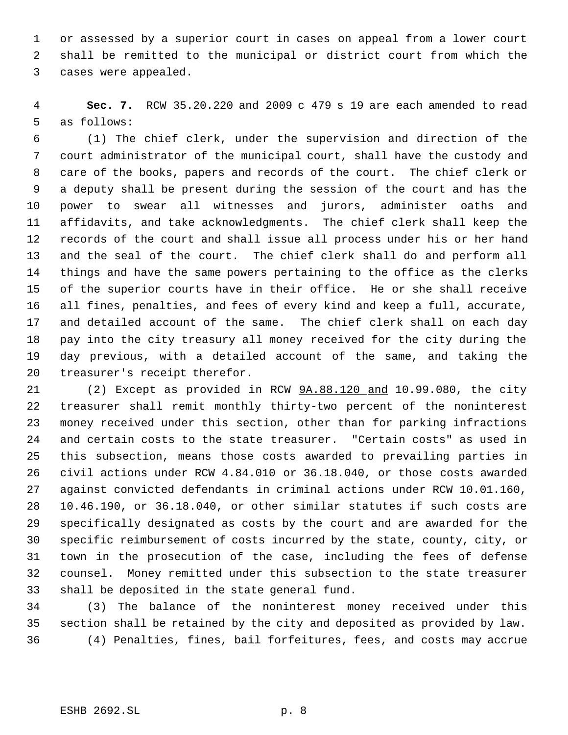or assessed by a superior court in cases on appeal from a lower court shall be remitted to the municipal or district court from which the cases were appealed.

**Sec. 7.** RCW 35.20.220 and 2009 c 479 s 19 are each amended to read as follows:

(1) The chief clerk, under the supervision and direction of the court administrator of the municipal court, shall have the custody and care of the books, papers and records of the court. The chief clerk or a deputy shall be present during the session of the court and has the power to swear all witnesses and jurors, administer oaths and affidavits, and take acknowledgments. The chief clerk shall keep the records of the court and shall issue all process under his or her hand and the seal of the court. The chief clerk shall do and perform all things and have the same powers pertaining to the office as the clerks of the superior courts have in their office. He or she shall receive all fines, penalties, and fees of every kind and keep a full, accurate, and detailed account of the same. The chief clerk shall on each day pay into the city treasury all money received for the city during the day previous, with a detailed account of the same, and taking the treasurer's receipt therefor.

(2) Except as provided in RCW 9A.88.120 and 10.99.080, the city treasurer shall remit monthly thirty-two percent of the noninterest money received under this section, other than for parking infractions and certain costs to the state treasurer. "Certain costs" as used in this subsection, means those costs awarded to prevailing parties in civil actions under RCW 4.84.010 or 36.18.040, or those costs awarded against convicted defendants in criminal actions under RCW 10.01.160, 10.46.190, or 36.18.040, or other similar statutes if such costs are specifically designated as costs by the court and are awarded for the specific reimbursement of costs incurred by the state, county, city, or town in the prosecution of the case, including the fees of defense counsel. Money remitted under this subsection to the state treasurer shall be deposited in the state general fund.

(3) The balance of the noninterest money received under this section shall be retained by the city and deposited as provided by law.

(4) Penalties, fines, bail forfeitures, fees, and costs may accrue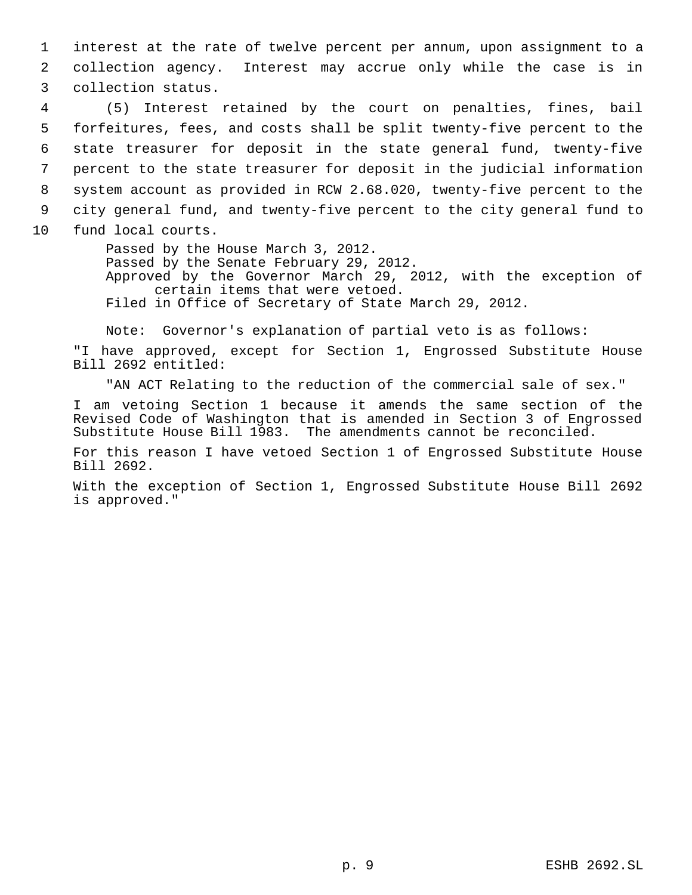interest at the rate of twelve percent per annum, upon assignment to a collection agency. Interest may accrue only while the case is in collection status.

(5) Interest retained by the court on penalties, fines, bail forfeitures, fees, and costs shall be split twenty-five percent to the state treasurer for deposit in the state general fund, twenty-five percent to the state treasurer for deposit in the judicial information system account as provided in RCW 2.68.020, twenty-five percent to the city general fund, and twenty-five percent to the city general fund to fund local courts.

Passed by the House March 3, 2012.
Passed by the Senate February 29, 2012.
Approved by the Governor March 29, 2012, with the exception of certain items that were vetoed.
Filed in Office of Secretary of State March 29, 2012.

Note: Governor's explanation of partial veto is as follows:

"I have approved, except for Section 1, Engrossed Substitute House Bill 2692 entitled:

"AN ACT Relating to the reduction of the commercial sale of sex."

I am vetoing Section 1 because it amends the same section of the Revised Code of Washington that is amended in Section 3 of Engrossed Substitute House Bill 1983. The amendments cannot be reconciled.

For this reason I have vetoed Section 1 of Engrossed Substitute House Bill 2692.

With the exception of Section 1, Engrossed Substitute House Bill 2692 is approved."